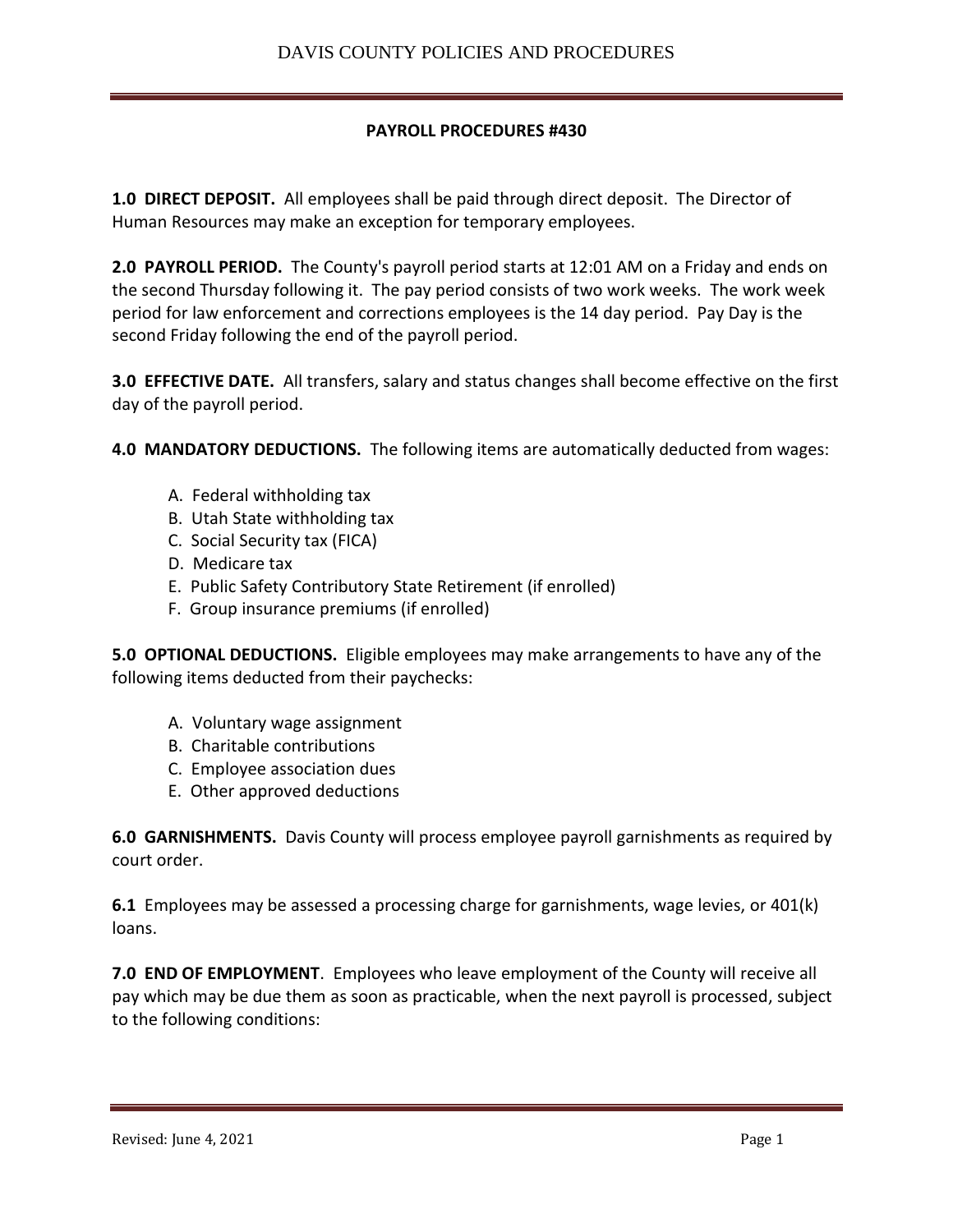# PAYROLL PROCEDURES #430

**1.0 DIRECT DEPOSIT.** All employees shall be paid through direct deposit. The Director of Human Resources may make an exception for temporary employees.

**2.0 PAYROLL PERIOD.** The County's payroll period starts at 12:01 AM on a Friday and ends on the second Thursday following it. The pay period consists of two work weeks. The work week period for law enforcement and corrections employees is the 14 day period. Pay Day is the second Friday following the end of the payroll period.

**3.0 EFFECTIVE DATE.** All transfers, salary and status changes shall become effective on the first day of the payroll period.

**4.0 MANDATORY DEDUCTIONS.** The following items are automatically deducted from wages:

A. Federal withholding tax
B. Utah State withholding tax
C. Social Security tax (FICA)
D. Medicare tax
E. Public Safety Contributory State Retirement (if enrolled)
F. Group insurance premiums (if enrolled)

**5.0 OPTIONAL DEDUCTIONS.** Eligible employees may make arrangements to have any of the following items deducted from their paychecks:

A. Voluntary wage assignment
B. Charitable contributions
C. Employee association dues
E. Other approved deductions

**6.0 GARNISHMENTS.** Davis County will process employee payroll garnishments as required by court order.

**6.1** Employees may be assessed a processing charge for garnishments, wage levies, or 401(k) loans.

**7.0 END OF EMPLOYMENT**. Employees who leave employment of the County will receive all pay which may be due them as soon as practicable, when the next payroll is processed, subject to the following conditions: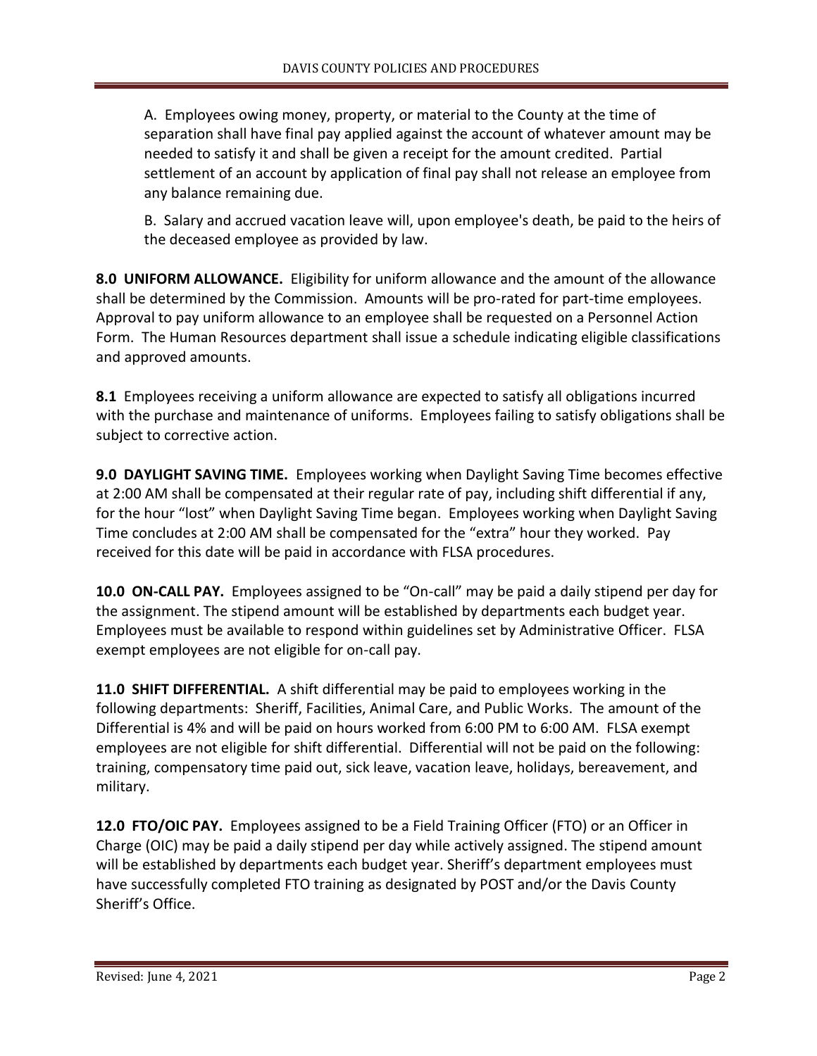A. Employees owing money, property, or material to the County at the time of separation shall have final pay applied against the account of whatever amount may be needed to satisfy it and shall be given a receipt for the amount credited. Partial settlement of an account by application of final pay shall not release an employee from any balance remaining due.

B. Salary and accrued vacation leave will, upon employee's death, be paid to the heirs of the deceased employee as provided by law.

**8.0 UNIFORM ALLOWANCE.** Eligibility for uniform allowance and the amount of the allowance shall be determined by the Commission. Amounts will be pro-rated for part-time employees. Approval to pay uniform allowance to an employee shall be requested on a Personnel Action Form. The Human Resources department shall issue a schedule indicating eligible classifications and approved amounts.

**8.1** Employees receiving a uniform allowance are expected to satisfy all obligations incurred with the purchase and maintenance of uniforms. Employees failing to satisfy obligations shall be subject to corrective action.

**9.0 DAYLIGHT SAVING TIME.** Employees working when Daylight Saving Time becomes effective at 2:00 AM shall be compensated at their regular rate of pay, including shift differential if any, for the hour "lost" when Daylight Saving Time began. Employees working when Daylight Saving Time concludes at 2:00 AM shall be compensated for the "extra" hour they worked. Pay received for this date will be paid in accordance with FLSA procedures.

**10.0 ON-CALL PAY.** Employees assigned to be "On-call" may be paid a daily stipend per day for the assignment. The stipend amount will be established by departments each budget year. Employees must be available to respond within guidelines set by Administrative Officer. FLSA exempt employees are not eligible for on-call pay.

**11.0 SHIFT DIFFERENTIAL.** A shift differential may be paid to employees working in the following departments: Sheriff, Facilities, Animal Care, and Public Works. The amount of the Differential is 4% and will be paid on hours worked from 6:00 PM to 6:00 AM. FLSA exempt employees are not eligible for shift differential. Differential will not be paid on the following: training, compensatory time paid out, sick leave, vacation leave, holidays, bereavement, and military.

**12.0 FTO/OIC PAY.** Employees assigned to be a Field Training Officer (FTO) or an Officer in Charge (OIC) may be paid a daily stipend per day while actively assigned. The stipend amount will be established by departments each budget year. Sheriff's department employees must have successfully completed FTO training as designated by POST and/or the Davis County Sheriff's Office.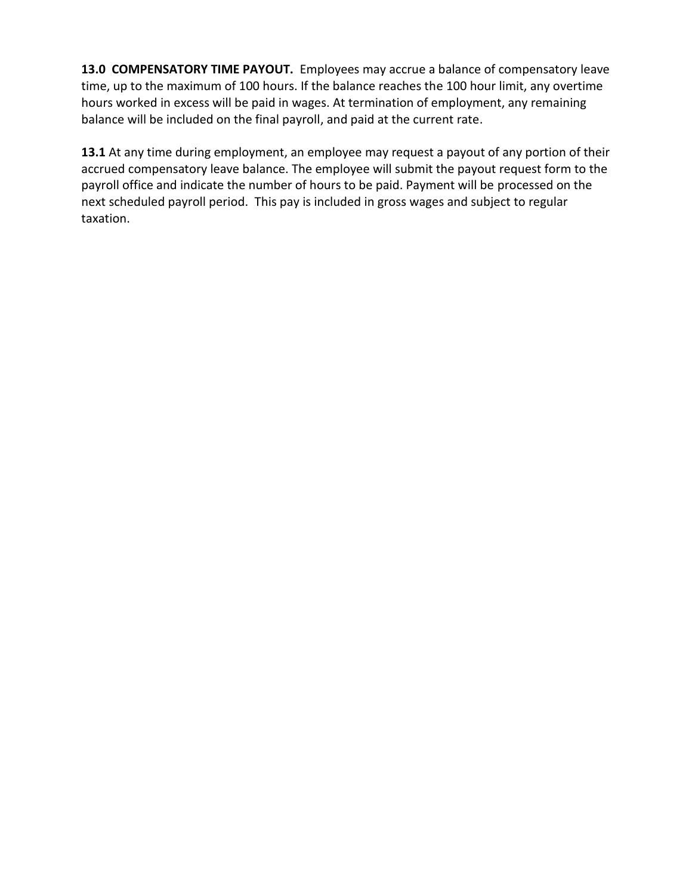**13.0 COMPENSATORY TIME PAYOUT.** Employees may accrue a balance of compensatory leave time, up to the maximum of 100 hours. If the balance reaches the 100 hour limit, any overtime hours worked in excess will be paid in wages. At termination of employment, any remaining balance will be included on the final payroll, and paid at the current rate.

**13.1** At any time during employment, an employee may request a payout of any portion of their accrued compensatory leave balance. The employee will submit the payout request form to the payroll office and indicate the number of hours to be paid. Payment will be processed on the next scheduled payroll period. This pay is included in gross wages and subject to regular taxation.